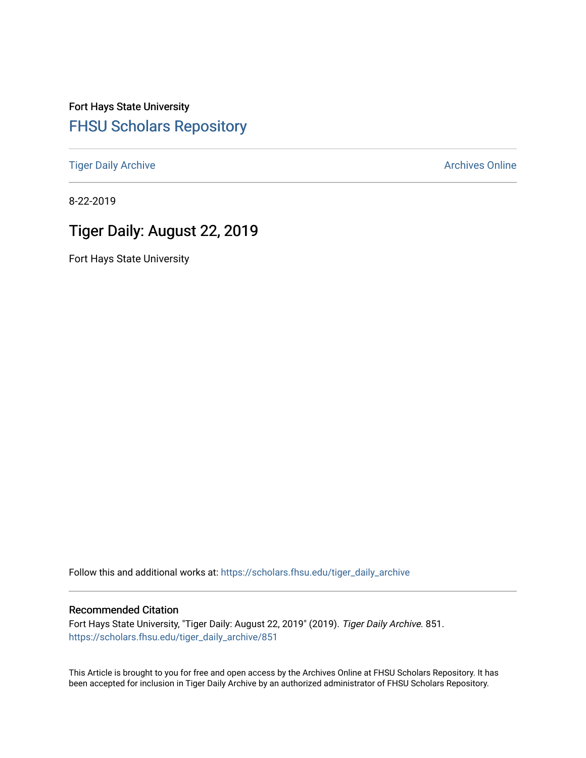Fort Hays State University

# FHSU Scholars Repository

Tiger Daily Archive

Archives Online

8-22-2019

## Tiger Daily: August 22, 2019

Fort Hays State University

Follow this and additional works at: https://scholars.fhsu.edu/tiger_daily_archive

### Recommended Citation

Fort Hays State University, "Tiger Daily: August 22, 2019" (2019). *Tiger Daily Archive*. 851.
https://scholars.fhsu.edu/tiger_daily_archive/851

This Article is brought to you for free and open access by the Archives Online at FHSU Scholars Repository. It has been accepted for inclusion in Tiger Daily Archive by an authorized administrator of FHSU Scholars Repository.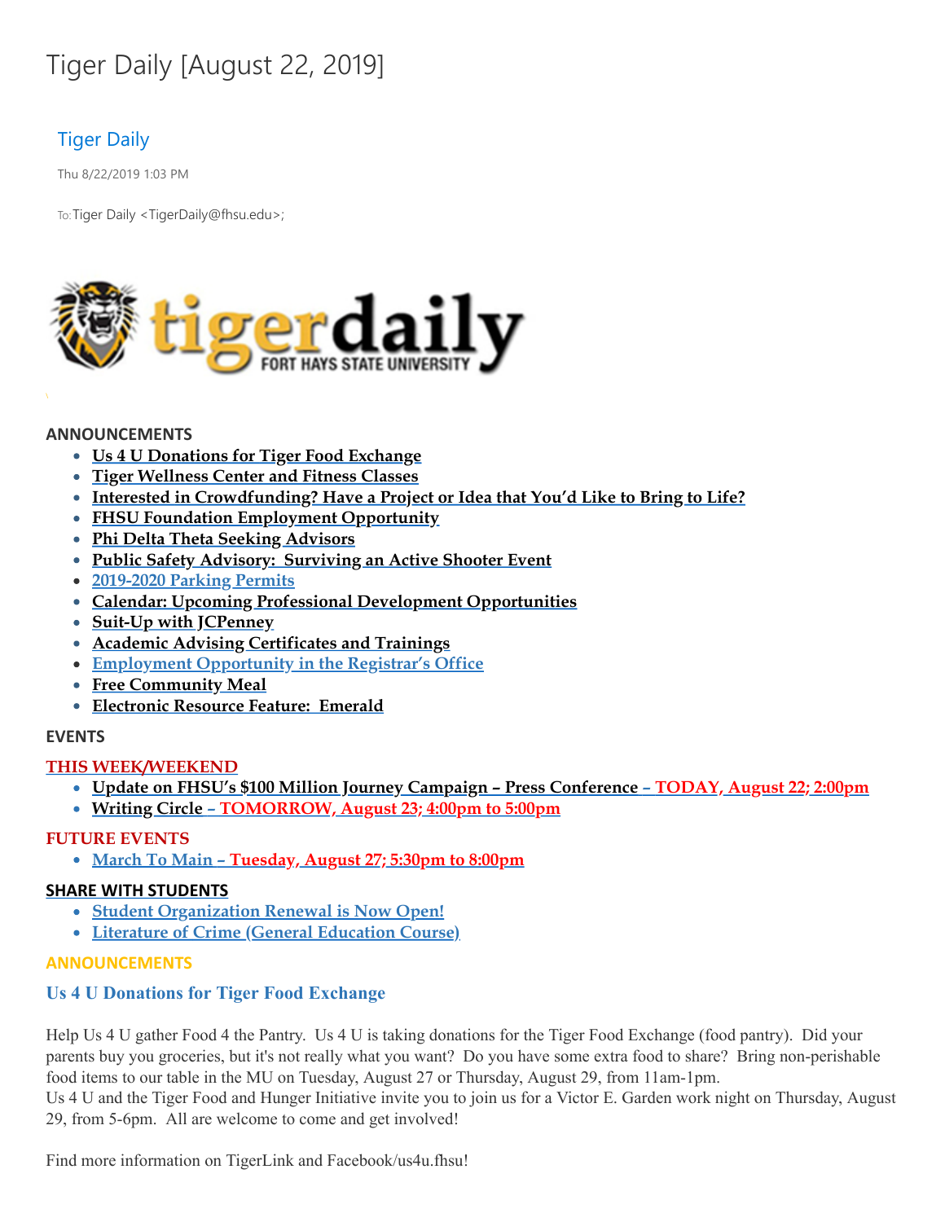# Tiger Daily [August 22, 2019]

Tiger Daily

Thu 8/22/2019 1:03 PM

To: Tiger Daily <TigerDaily@fhsu.edu>;

tigerdaily FORT HAYS STATE UNIVERSITY

**ANNOUNCEMENTS**

- Us 4 U Donations for Tiger Food Exchange
- Tiger Wellness Center and Fitness Classes
- Interested in Crowdfunding? Have a Project or Idea that You'd Like to Bring to Life?
- FHSU Foundation Employment Opportunity
- Phi Delta Theta Seeking Advisors
- Public Safety Advisory: Surviving an Active Shooter Event
- 2019-2020 Parking Permits
- Calendar: Upcoming Professional Development Opportunities
- Suit-Up with JCPenney
- Academic Advising Certificates and Trainings
- Employment Opportunity in the Registrar's Office
- Free Community Meal
- Electronic Resource Feature: Emerald

**EVENTS**

**THIS WEEK/WEEKEND**

- Update on FHSU's $100 Million Journey Campaign – Press Conference – TODAY, August 22; 2:00pm
- Writing Circle – TOMORROW, August 23; 4:00pm to 5:00pm

**FUTURE EVENTS**

- March To Main – Tuesday, August 27; 5:30pm to 8:00pm

**SHARE WITH STUDENTS**

- Student Organization Renewal is Now Open!
- Literature of Crime (General Education Course)

## ANNOUNCEMENTS

### Us 4 U Donations for Tiger Food Exchange

Help Us 4 U gather Food 4 the Pantry. Us 4 U is taking donations for the Tiger Food Exchange (food pantry). Did your parents buy you groceries, but it's not really what you want? Do you have some extra food to share? Bring non-perishable food items to our table in the MU on Tuesday, August 27 or Thursday, August 29, from 11am-1pm.
Us 4 U and the Tiger Food and Hunger Initiative invite you to join us for a Victor E. Garden work night on Thursday, August 29, from 5-6pm. All are welcome to come and get involved!

Find more information on TigerLink and Facebook/us4u.fhsu!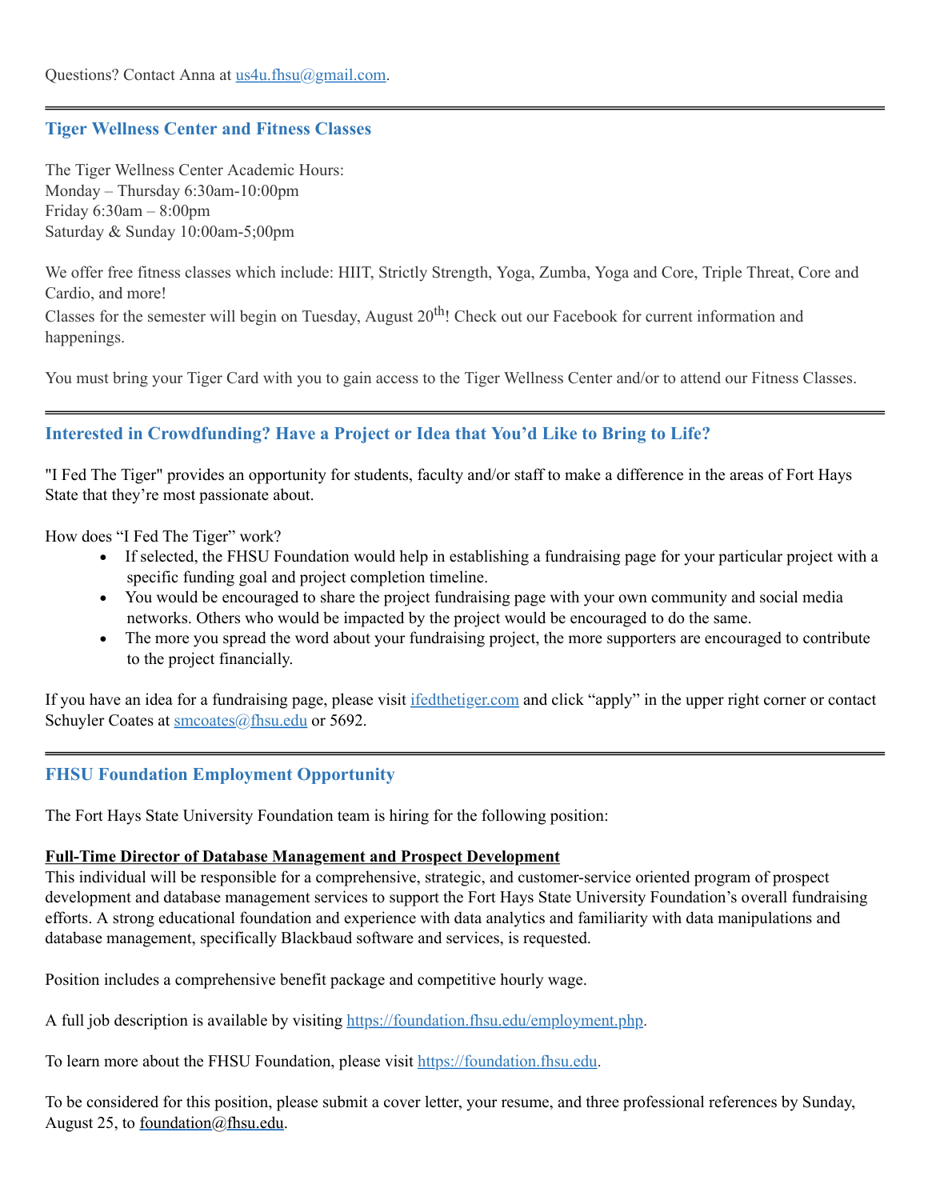Questions? Contact Anna at us4u.fhsu@gmail.com.

---

## Tiger Wellness Center and Fitness Classes

The Tiger Wellness Center Academic Hours:
Monday – Thursday 6:30am-10:00pm
Friday 6:30am – 8:00pm
Saturday & Sunday 10:00am-5;00pm

We offer free fitness classes which include: HIIT, Strictly Strength, Yoga, Zumba, Yoga and Core, Triple Threat, Core and Cardio, and more!
Classes for the semester will begin on Tuesday, August 20th! Check out our Facebook for current information and happenings.

You must bring your Tiger Card with you to gain access to the Tiger Wellness Center and/or to attend our Fitness Classes.

---

## Interested in Crowdfunding? Have a Project or Idea that You'd Like to Bring to Life?

"I Fed The Tiger" provides an opportunity for students, faculty and/or staff to make a difference in the areas of Fort Hays State that they're most passionate about.

How does "I Fed The Tiger" work?

- If selected, the FHSU Foundation would help in establishing a fundraising page for your particular project with a specific funding goal and project completion timeline.
- You would be encouraged to share the project fundraising page with your own community and social media networks. Others who would be impacted by the project would be encouraged to do the same.
- The more you spread the word about your fundraising project, the more supporters are encouraged to contribute to the project financially.

If you have an idea for a fundraising page, please visit ifedthetiger.com and click "apply" in the upper right corner or contact Schuyler Coates at smcoates@fhsu.edu or 5692.

---

## FHSU Foundation Employment Opportunity

The Fort Hays State University Foundation team is hiring for the following position:

**Full-Time Director of Database Management and Prospect Development**
This individual will be responsible for a comprehensive, strategic, and customer-service oriented program of prospect development and database management services to support the Fort Hays State University Foundation's overall fundraising efforts. A strong educational foundation and experience with data analytics and familiarity with data manipulations and database management, specifically Blackbaud software and services, is requested.

Position includes a comprehensive benefit package and competitive hourly wage.

A full job description is available by visiting https://foundation.fhsu.edu/employment.php.

To learn more about the FHSU Foundation, please visit https://foundation.fhsu.edu.

To be considered for this position, please submit a cover letter, your resume, and three professional references by Sunday, August 25, to foundation@fhsu.edu.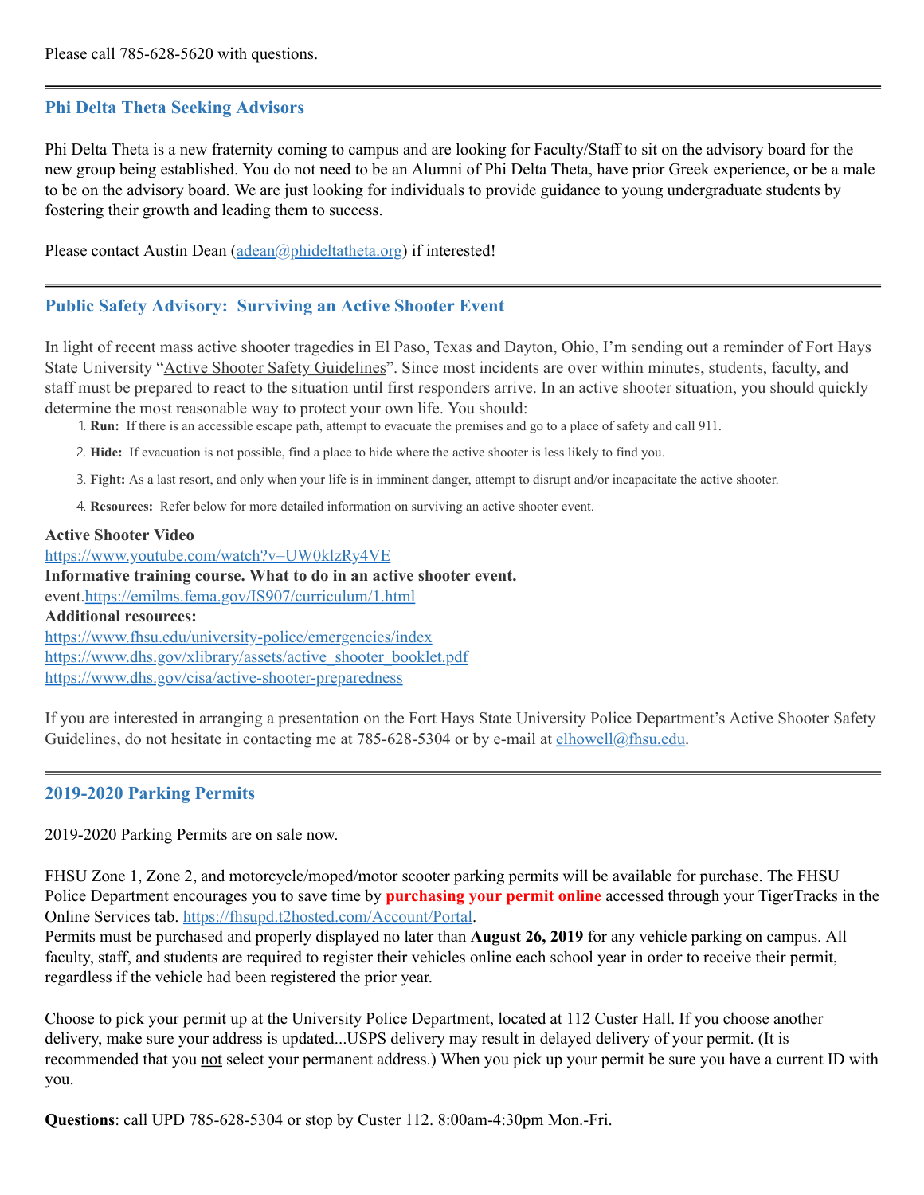Please call 785-628-5620 with questions.

---

## Phi Delta Theta Seeking Advisors

Phi Delta Theta is a new fraternity coming to campus and are looking for Faculty/Staff to sit on the advisory board for the new group being established. You do not need to be an Alumni of Phi Delta Theta, have prior Greek experience, or be a male to be on the advisory board. We are just looking for individuals to provide guidance to young undergraduate students by fostering their growth and leading them to success.

Please contact Austin Dean (adean@phideltatheta.org) if interested!

---

## Public Safety Advisory: Surviving an Active Shooter Event

In light of recent mass active shooter tragedies in El Paso, Texas and Dayton, Ohio, I'm sending out a reminder of Fort Hays State University "Active Shooter Safety Guidelines". Since most incidents are over within minutes, students, faculty, and staff must be prepared to react to the situation until first responders arrive. In an active shooter situation, you should quickly determine the most reasonable way to protect your own life. You should:

1. **Run:** If there is an accessible escape path, attempt to evacuate the premises and go to a place of safety and call 911.
2. **Hide:** If evacuation is not possible, find a place to hide where the active shooter is less likely to find you.
3. **Fight:** As a last resort, and only when your life is in imminent danger, attempt to disrupt and/or incapacitate the active shooter.
4. **Resources:** Refer below for more detailed information on surviving an active shooter event.

**Active Shooter Video**
https://www.youtube.com/watch?v=UW0klzRy4VE
**Informative training course. What to do in an active shooter event.**
event.https://emilms.fema.gov/IS907/curriculum/1.html
**Additional resources:**
https://www.fhsu.edu/university-police/emergencies/index
https://www.dhs.gov/xlibrary/assets/active_shooter_booklet.pdf
https://www.dhs.gov/cisa/active-shooter-preparedness

If you are interested in arranging a presentation on the Fort Hays State University Police Department's Active Shooter Safety Guidelines, do not hesitate in contacting me at 785-628-5304 or by e-mail at elhowell@fhsu.edu.

---

## 2019-2020 Parking Permits

2019-2020 Parking Permits are on sale now.

FHSU Zone 1, Zone 2, and motorcycle/moped/motor scooter parking permits will be available for purchase. The FHSU Police Department encourages you to save time by **purchasing your permit online** accessed through your TigerTracks in the Online Services tab. https://fhsupd.t2hosted.com/Account/Portal.
Permits must be purchased and properly displayed no later than **August 26, 2019** for any vehicle parking on campus. All faculty, staff, and students are required to register their vehicles online each school year in order to receive their permit, regardless if the vehicle had been registered the prior year.

Choose to pick your permit up at the University Police Department, located at 112 Custer Hall. If you choose another delivery, make sure your address is updated...USPS delivery may result in delayed delivery of your permit. (It is recommended that you not select your permanent address.) When you pick up your permit be sure you have a current ID with you.

**Questions**: call UPD 785-628-5304 or stop by Custer 112. 8:00am-4:30pm Mon.-Fri.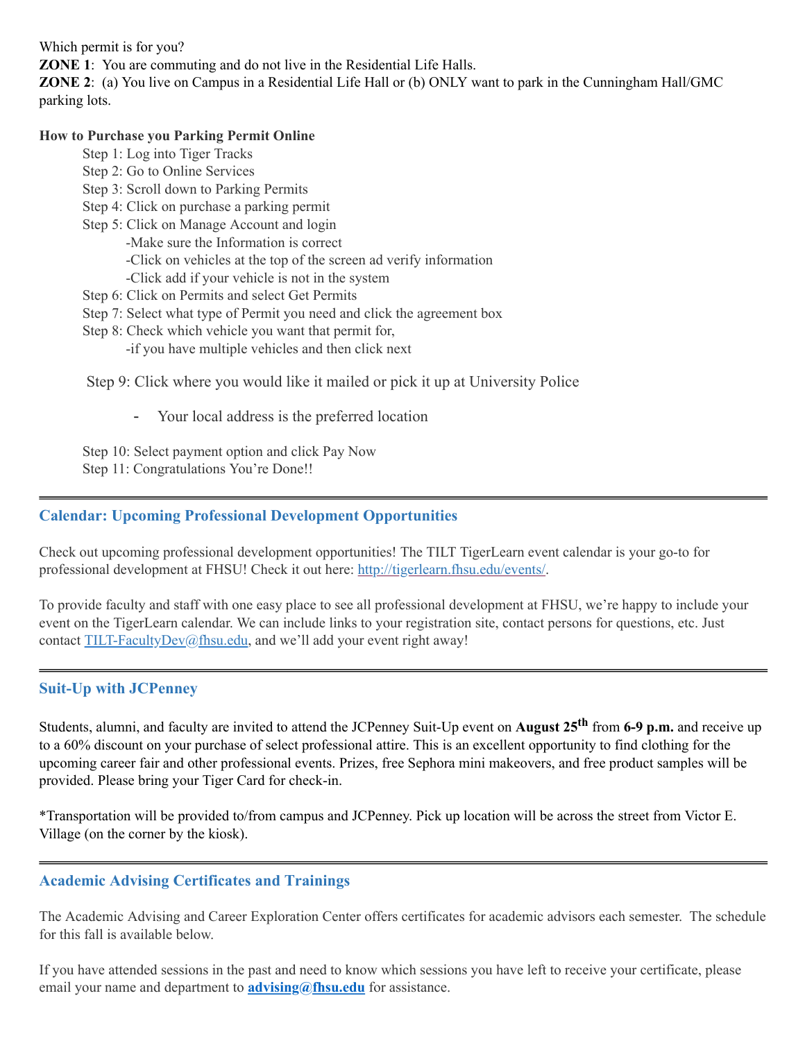Which permit is for you?

**ZONE 1**: You are commuting and do not live in the Residential Life Halls.

**ZONE 2**: (a) You live on Campus in a Residential Life Hall or (b) ONLY want to park in the Cunningham Hall/GMC parking lots.

**How to Purchase you Parking Permit Online**

- Step 1: Log into Tiger Tracks
- Step 2: Go to Online Services
- Step 3: Scroll down to Parking Permits
- Step 4: Click on purchase a parking permit
- Step 5: Click on Manage Account and login
  - -Make sure the Information is correct
  - -Click on vehicles at the top of the screen ad verify information
  - -Click add if your vehicle is not in the system
- Step 6: Click on Permits and select Get Permits
- Step 7: Select what type of Permit you need and click the agreement box
- Step 8: Check which vehicle you want that permit for,
  - -if you have multiple vehicles and then click next
- Step 9: Click where you would like it mailed or pick it up at University Police
  - Your local address is the preferred location
- Step 10: Select payment option and click Pay Now
- Step 11: Congratulations You're Done!!

---

## Calendar: Upcoming Professional Development Opportunities

Check out upcoming professional development opportunities! The TILT TigerLearn event calendar is your go-to for professional development at FHSU! Check it out here: http://tigerlearn.fhsu.edu/events/.

To provide faculty and staff with one easy place to see all professional development at FHSU, we're happy to include your event on the TigerLearn calendar. We can include links to your registration site, contact persons for questions, etc. Just contact TILT-FacultyDev@fhsu.edu, and we'll add your event right away!

---

## Suit-Up with JCPenney

Students, alumni, and faculty are invited to attend the JCPenney Suit-Up event on **August 25th** from **6-9 p.m.** and receive up to a 60% discount on your purchase of select professional attire. This is an excellent opportunity to find clothing for the upcoming career fair and other professional events. Prizes, free Sephora mini makeovers, and free product samples will be provided. Please bring your Tiger Card for check-in.

*Transportation will be provided to/from campus and JCPenney. Pick up location will be across the street from Victor E. Village (on the corner by the kiosk).

---

## Academic Advising Certificates and Trainings

The Academic Advising and Career Exploration Center offers certificates for academic advisors each semester. The schedule for this fall is available below.

If you have attended sessions in the past and need to know which sessions you have left to receive your certificate, please email your name and department to **advising@fhsu.edu** for assistance.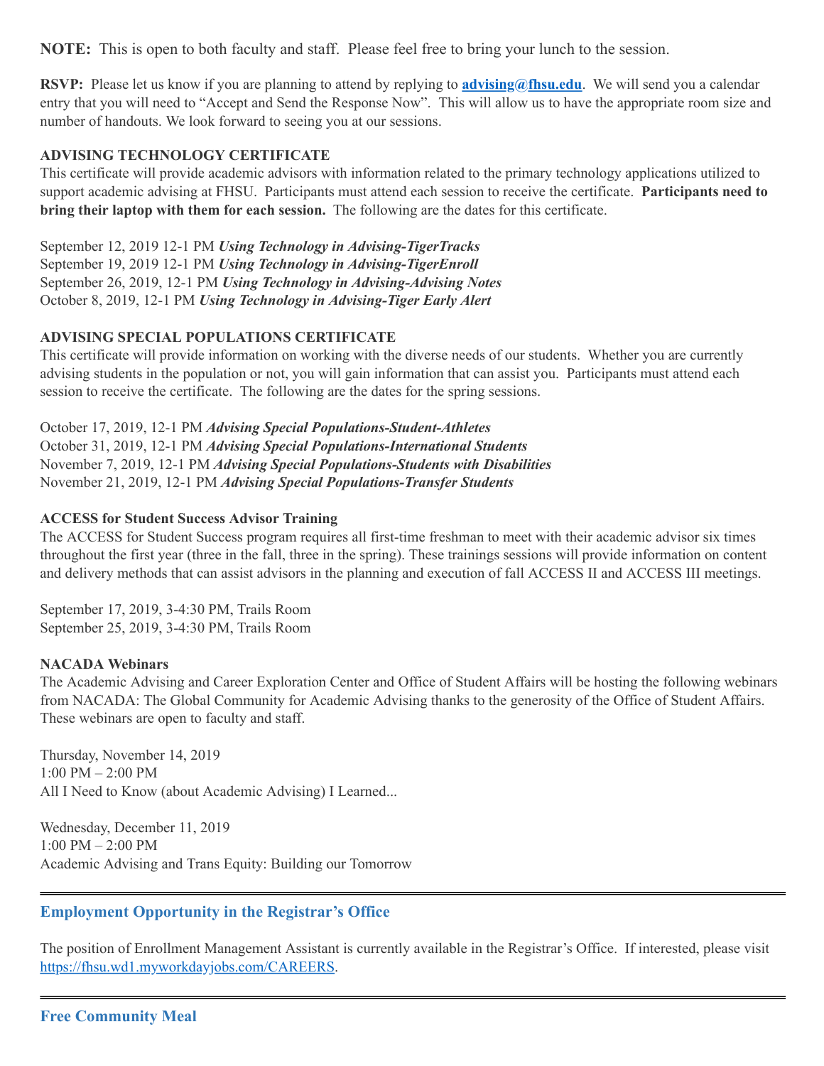**NOTE:** This is open to both faculty and staff. Please feel free to bring your lunch to the session.

**RSVP:** Please let us know if you are planning to attend by replying to **[advising@fhsu.edu](mailto:advising@fhsu.edu)**. We will send you a calendar entry that you will need to "Accept and Send the Response Now". This will allow us to have the appropriate room size and number of handouts. We look forward to seeing you at our sessions.

**ADVISING TECHNOLOGY CERTIFICATE**

This certificate will provide academic advisors with information related to the primary technology applications utilized to support academic advising at FHSU. Participants must attend each session to receive the certificate. **Participants need to bring their laptop with them for each session.** The following are the dates for this certificate.

September 12, 2019 12-1 PM ***Using Technology in Advising-TigerTracks***
September 19, 2019 12-1 PM ***Using Technology in Advising-TigerEnroll***
September 26, 2019, 12-1 PM ***Using Technology in Advising-Advising Notes***
October 8, 2019, 12-1 PM ***Using Technology in Advising-Tiger Early Alert***

**ADVISING SPECIAL POPULATIONS CERTIFICATE**

This certificate will provide information on working with the diverse needs of our students. Whether you are currently advising students in the population or not, you will gain information that can assist you. Participants must attend each session to receive the certificate. The following are the dates for the spring sessions.

October 17, 2019, 12-1 PM ***Advising Special Populations-Student-Athletes***
October 31, 2019, 12-1 PM ***Advising Special Populations-International Students***
November 7, 2019, 12-1 PM ***Advising Special Populations-Students with Disabilities***
November 21, 2019, 12-1 PM ***Advising Special Populations-Transfer Students***

**ACCESS for Student Success Advisor Training**

The ACCESS for Student Success program requires all first-time freshman to meet with their academic advisor six times throughout the first year (three in the fall, three in the spring). These trainings sessions will provide information on content and delivery methods that can assist advisors in the planning and execution of fall ACCESS II and ACCESS III meetings.

September 17, 2019, 3-4:30 PM, Trails Room
September 25, 2019, 3-4:30 PM, Trails Room

**NACADA Webinars**

The Academic Advising and Career Exploration Center and Office of Student Affairs will be hosting the following webinars from NACADA: The Global Community for Academic Advising thanks to the generosity of the Office of Student Affairs. These webinars are open to faculty and staff.

Thursday, November 14, 2019
1:00 PM – 2:00 PM
All I Need to Know (about Academic Advising) I Learned...

Wednesday, December 11, 2019
1:00 PM – 2:00 PM
Academic Advising and Trans Equity: Building our Tomorrow

---

## Employment Opportunity in the Registrar's Office

The position of Enrollment Management Assistant is currently available in the Registrar's Office. If interested, please visit [https://fhsu.wd1.myworkdayjobs.com/CAREERS](https://fhsu.wd1.myworkdayjobs.com/CAREERS).

---

## Free Community Meal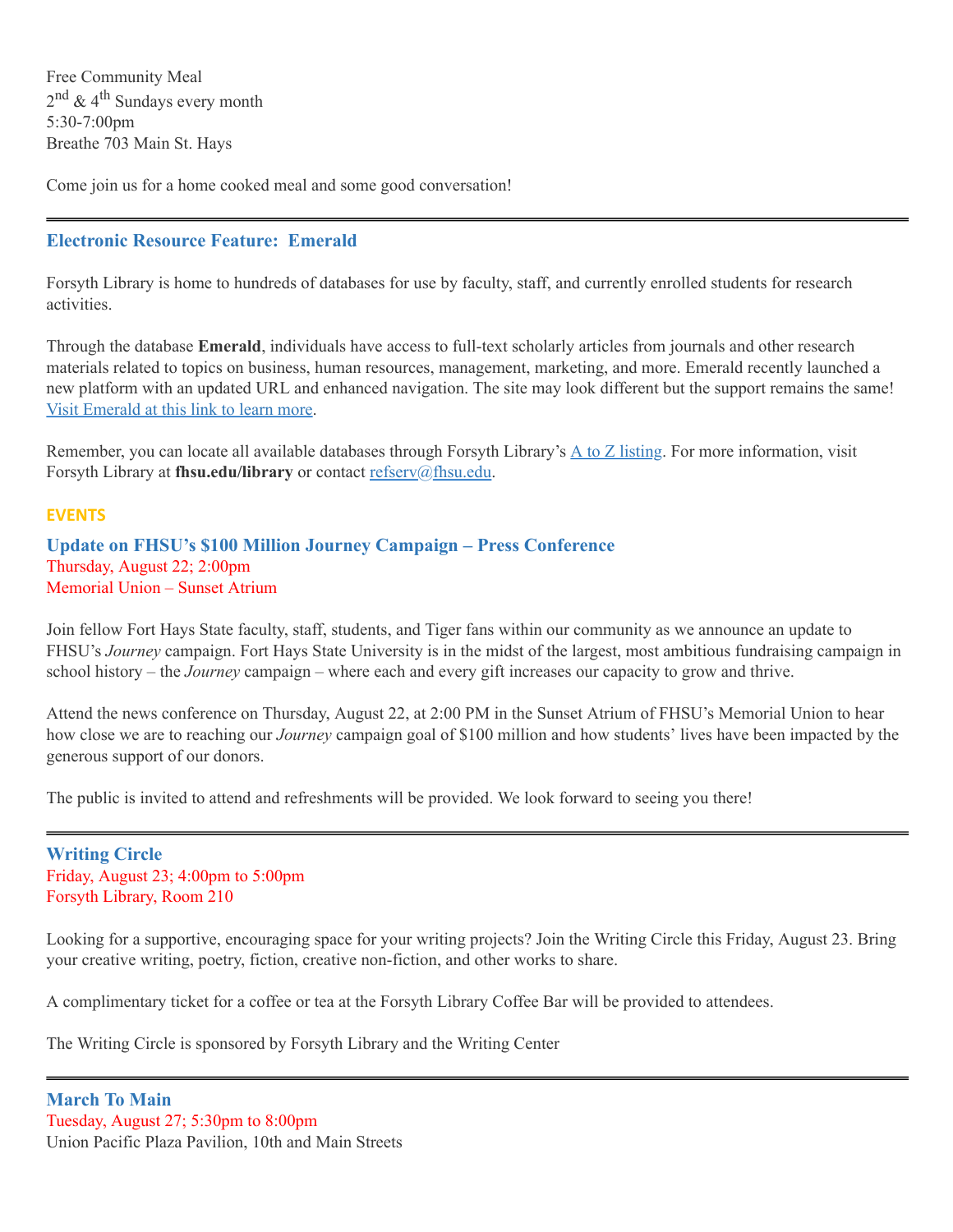Free Community Meal
2nd & 4th Sundays every month
5:30-7:00pm
Breathe 703 Main St. Hays

Come join us for a home cooked meal and some good conversation!

---

### Electronic Resource Feature: Emerald

Forsyth Library is home to hundreds of databases for use by faculty, staff, and currently enrolled students for research activities.

Through the database **Emerald**, individuals have access to full-text scholarly articles from journals and other research materials related to topics on business, human resources, management, marketing, and more. Emerald recently launched a new platform with an updated URL and enhanced navigation. The site may look different but the support remains the same! Visit Emerald at this link to learn more.

Remember, you can locate all available databases through Forsyth Library's A to Z listing. For more information, visit Forsyth Library at **fhsu.edu/library** or contact refserv@fhsu.edu.

## EVENTS

### Update on FHSU's $100 Million Journey Campaign – Press Conference

Thursday, August 22; 2:00pm
Memorial Union – Sunset Atrium

Join fellow Fort Hays State faculty, staff, students, and Tiger fans within our community as we announce an update to FHSU's *Journey* campaign. Fort Hays State University is in the midst of the largest, most ambitious fundraising campaign in school history – the *Journey* campaign – where each and every gift increases our capacity to grow and thrive.

Attend the news conference on Thursday, August 22, at 2:00 PM in the Sunset Atrium of FHSU's Memorial Union to hear how close we are to reaching our *Journey* campaign goal of $100 million and how students' lives have been impacted by the generous support of our donors.

The public is invited to attend and refreshments will be provided. We look forward to seeing you there!

---

### Writing Circle

Friday, August 23; 4:00pm to 5:00pm
Forsyth Library, Room 210

Looking for a supportive, encouraging space for your writing projects? Join the Writing Circle this Friday, August 23. Bring your creative writing, poetry, fiction, creative non-fiction, and other works to share.

A complimentary ticket for a coffee or tea at the Forsyth Library Coffee Bar will be provided to attendees.

The Writing Circle is sponsored by Forsyth Library and the Writing Center

---

### March To Main

Tuesday, August 27; 5:30pm to 8:00pm
Union Pacific Plaza Pavilion, 10th and Main Streets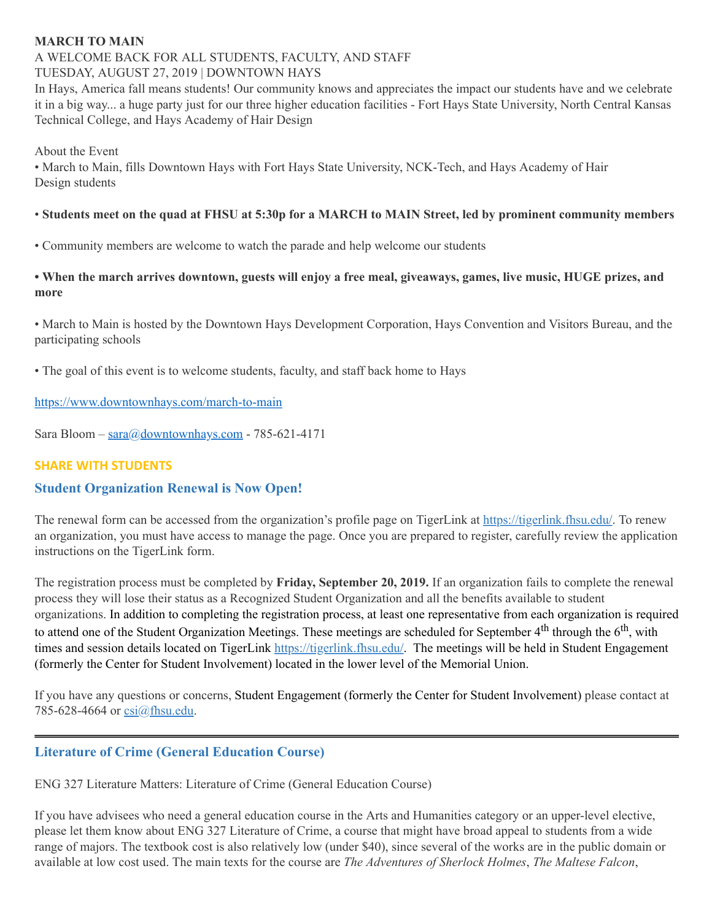**MARCH TO MAIN**

A WELCOME BACK FOR ALL STUDENTS, FACULTY, AND STAFF

TUESDAY, AUGUST 27, 2019 | DOWNTOWN HAYS

In Hays, America fall means students! Our community knows and appreciates the impact our students have and we celebrate it in a big way... a huge party just for our three higher education facilities - Fort Hays State University, North Central Kansas Technical College, and Hays Academy of Hair Design

About the Event

• March to Main, fills Downtown Hays with Fort Hays State University, NCK-Tech, and Hays Academy of Hair Design students

• **Students meet on the quad at FHSU at 5:30p for a MARCH to MAIN Street, led by prominent community members**

• Community members are welcome to watch the parade and help welcome our students

**• When the march arrives downtown, guests will enjoy a free meal, giveaways, games, live music, HUGE prizes, and more**

• March to Main is hosted by the Downtown Hays Development Corporation, Hays Convention and Visitors Bureau, and the participating schools

• The goal of this event is to welcome students, faculty, and staff back home to Hays

https://www.downtownhays.com/march-to-main

Sara Bloom – sara@downtownhays.com - 785-621-4171

**SHARE WITH STUDENTS**

## Student Organization Renewal is Now Open!

The renewal form can be accessed from the organization's profile page on TigerLink at https://tigerlink.fhsu.edu/. To renew an organization, you must have access to manage the page. Once you are prepared to register, carefully review the application instructions on the TigerLink form.

The registration process must be completed by **Friday, September 20, 2019.** If an organization fails to complete the renewal process they will lose their status as a Recognized Student Organization and all the benefits available to student organizations. In addition to completing the registration process, at least one representative from each organization is required to attend one of the Student Organization Meetings. These meetings are scheduled for September 4th through the 6th, with times and session details located on TigerLink https://tigerlink.fhsu.edu/. The meetings will be held in Student Engagement (formerly the Center for Student Involvement) located in the lower level of the Memorial Union.

If you have any questions or concerns, Student Engagement (formerly the Center for Student Involvement) please contact at 785-628-4664 or csi@fhsu.edu.

---

## Literature of Crime (General Education Course)

ENG 327 Literature Matters: Literature of Crime (General Education Course)

If you have advisees who need a general education course in the Arts and Humanities category or an upper-level elective, please let them know about ENG 327 Literature of Crime, a course that might have broad appeal to students from a wide range of majors. The textbook cost is also relatively low (under $40), since several of the works are in the public domain or available at low cost used. The main texts for the course are *The Adventures of Sherlock Holmes*, *The Maltese Falcon*,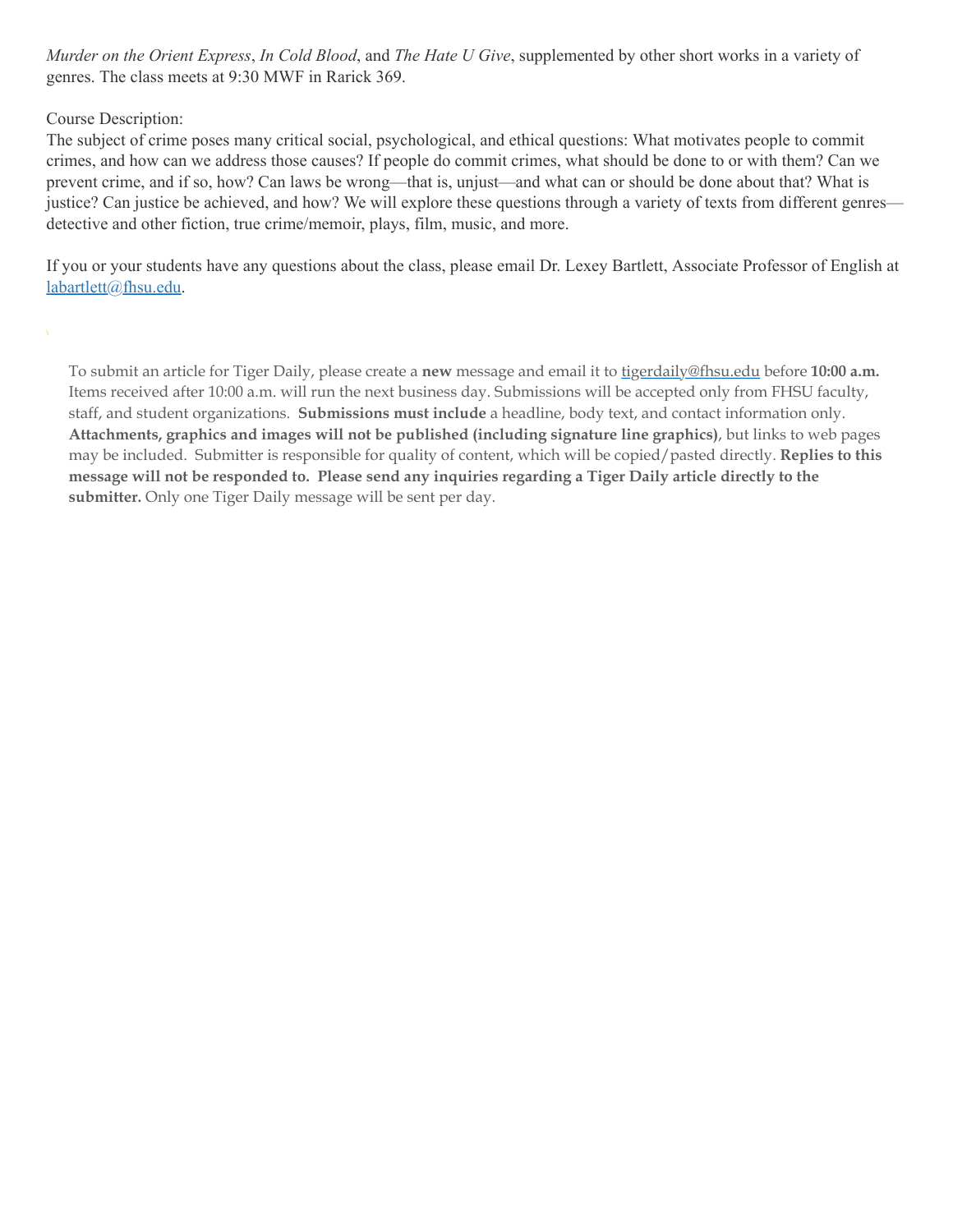*Murder on the Orient Express*, *In Cold Blood*, and *The Hate U Give*, supplemented by other short works in a variety of genres. The class meets at 9:30 MWF in Rarick 369.

Course Description:
The subject of crime poses many critical social, psychological, and ethical questions: What motivates people to commit crimes, and how can we address those causes? If people do commit crimes, what should be done to or with them? Can we prevent crime, and if so, how? Can laws be wrong—that is, unjust—and what can or should be done about that? What is justice? Can justice be achieved, and how? We will explore these questions through a variety of texts from different genres—detective and other fiction, true crime/memoir, plays, film, music, and more.

If you or your students have any questions about the class, please email Dr. Lexey Bartlett, Associate Professor of English at labartlett@fhsu.edu.

To submit an article for Tiger Daily, please create a **new** message and email it to tigerdaily@fhsu.edu before **10:00 a.m.** Items received after 10:00 a.m. will run the next business day. Submissions will be accepted only from FHSU faculty, staff, and student organizations. **Submissions must include** a headline, body text, and contact information only. **Attachments, graphics and images will not be published (including signature line graphics)**, but links to web pages may be included. Submitter is responsible for quality of content, which will be copied/pasted directly. **Replies to this message will not be responded to. Please send any inquiries regarding a Tiger Daily article directly to the submitter.** Only one Tiger Daily message will be sent per day.